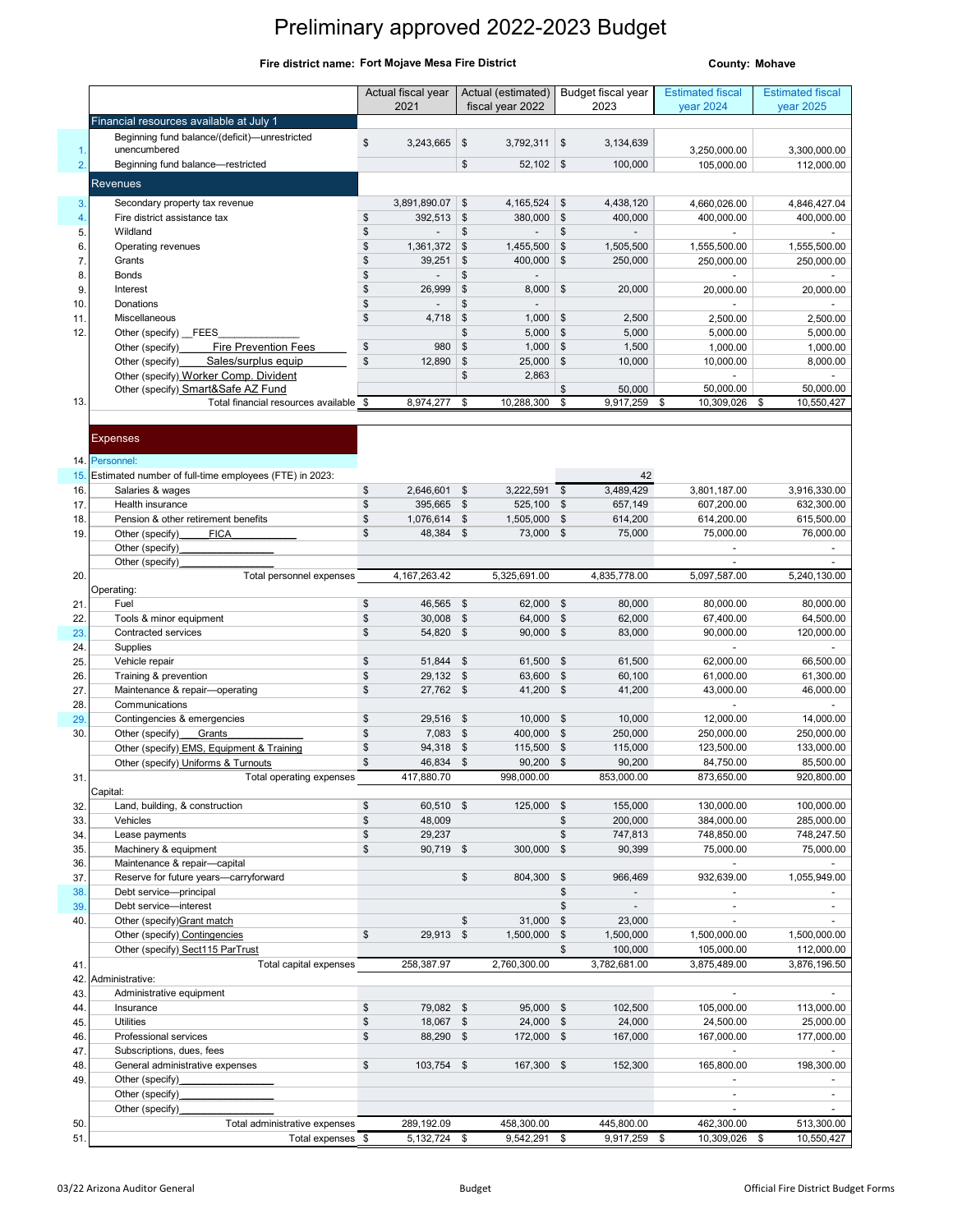# Preliminary approved 2022-2023 Budget

**Fire district name: Fort Mojave Mesa Fire District** **County: Mohave**

| | | Actual fiscal year 2021 | Actual (estimated) fiscal year 2022 | Budget fiscal year 2023 | Estimated fiscal year 2024 | Estimated fiscal year 2025 |
|---|---|---|---|---|---|---|
| | **Financial resources available at July 1** | | | | | |
| 1. | Beginning fund balance/(deficit)—unrestricted unencumbered | $ 3,243,665 | $ 3,792,311 | $ 3,134,639 | 3,250,000.00 | 3,300,000.00 |
| 2. | Beginning fund balance—restricted | | $ 52,102 | $ 100,000 | 105,000.00 | 112,000.00 |
| | **Revenues** | | | | | |
| 3. | Secondary property tax revenue | 3,891,890.07 | $ 4,165,524 | $ 4,438,120 | 4,660,026.00 | 4,846,427.04 |
| 4. | Fire district assistance tax | $ 392,513 | $ 380,000 | $ 400,000 | 400,000.00 | 400,000.00 |
| 5. | Wildland | $ - | $ - | $ - | - | - |
| 6. | Operating revenues | $ 1,361,372 | $ 1,455,500 | $ 1,505,500 | 1,555,500.00 | 1,555,500.00 |
| 7. | Grants | $ 39,251 | $ 400,000 | $ 250,000 | 250,000.00 | 250,000.00 |
| 8. | Bonds | $ - | $ - | | - | - |
| 9. | Interest | $ 26,999 | $ 8,000 | $ 20,000 | 20,000.00 | 20,000.00 |
| 10. | Donations | $ - | $ - | | - | - |
| 11. | Miscellaneous | $ 4,718 | $ 1,000 | $ 2,500 | 2,500.00 | 2,500.00 |
| 12. | Other (specify) FEES | | $ 5,000 | $ 5,000 | 5,000.00 | 5,000.00 |
| | Other (specify) Fire Prevention Fees | $ 980 | $ 1,000 | $ 1,500 | 1,000.00 | 1,000.00 |
| | Other (specify) Sales/surplus equip | $ 12,890 | $ 25,000 | $ 10,000 | 10,000.00 | 8,000.00 |
| | Other (specify) Worker Comp. Divident | | $ 2,863 | | - | - |
| | Other (specify) Smart&Safe AZ Fund | | | $ 50,000 | 50,000.00 | 50,000.00 |
| 13. | Total financial resources available | $ 8,974,277 | $ 10,288,300 | $ 9,917,259 | $ 10,309,026 | $ 10,550,427 |
| | **Expenses** | | | | | |
| 14. | Personnel: | | | | | |
| 15. | Estimated number of full-time employees (FTE) in 2023: | | | 42 | | |
| 16. | Salaries & wages | $ 2,646,601 | $ 3,222,591 | $ 3,489,429 | 3,801,187.00 | 3,916,330.00 |
| 17. | Health insurance | $ 395,665 | $ 525,100 | $ 657,149 | 607,200.00 | 632,300.00 |
| 18. | Pension & other retirement benefits | $ 1,076,614 | $ 1,505,000 | $ 614,200 | 614,200.00 | 615,500.00 |
| 19. | Other (specify) FICA | $ 48,384 | $ 73,000 | $ 75,000 | 75,000.00 | 76,000.00 |
| | Other (specify) | | | | - | - |
| | Other (specify) | | | | - | - |
| 20. | Total personnel expenses | 4,167,263.42 | 5,325,691.00 | 4,835,778.00 | 5,097,587.00 | 5,240,130.00 |
| | Operating: | | | | | |
| 21. | Fuel | $ 46,565 | $ 62,000 | $ 80,000 | 80,000.00 | 80,000.00 |
| 22. | Tools & minor equipment | $ 30,008 | $ 64,000 | $ 62,000 | 67,400.00 | 64,500.00 |
| 23. | Contracted services | $ 54,820 | $ 90,000 | $ 83,000 | 90,000.00 | 120,000.00 |
| 24. | Supplies | | | | - | - |
| 25. | Vehicle repair | $ 51,844 | $ 61,500 | $ 61,500 | 62,000.00 | 66,500.00 |
| 26. | Training & prevention | $ 29,132 | $ 63,600 | $ 60,100 | 61,000.00 | 61,300.00 |
| 27. | Maintenance & repair—operating | $ 27,762 | $ 41,200 | $ 41,200 | 43,000.00 | 46,000.00 |
| 28. | Communications | | | | - | - |
| 29. | Contingencies & emergencies | $ 29,516 | $ 10,000 | $ 10,000 | 12,000.00 | 14,000.00 |
| 30. | Other (specify) Grants | $ 7,083 | $ 400,000 | $ 250,000 | 250,000.00 | 250,000.00 |
| | Other (specify) EMS, Equipment & Training | $ 94,318 | $ 115,500 | $ 115,000 | 123,500.00 | 133,000.00 |
| | Other (specify) Uniforms & Turnouts | $ 46,834 | $ 90,200 | $ 90,200 | 84,750.00 | 85,500.00 |
| 31. | Total operating expenses | 417,880.70 | 998,000.00 | 853,000.00 | 873,650.00 | 920,800.00 |
| | Capital: | | | | | |
| 32. | Land, building, & construction | $ 60,510 | $ 125,000 | $ 155,000 | 130,000.00 | 100,000.00 |
| 33. | Vehicles | $ 48,009 | | $ 200,000 | 384,000.00 | 285,000.00 |
| 34. | Lease payments | $ 29,237 | | $ 747,813 | 748,850.00 | 748,247.50 |
| 35. | Machinery & equipment | $ 90,719 | $ 300,000 | $ 90,399 | 75,000.00 | 75,000.00 |
| 36. | Maintenance & repair—capital | | | | - | - |
| 37. | Reserve for future years—carryforward | | $ 804,300 | $ 966,469 | 932,639.00 | 1,055,949.00 |
| 38. | Debt service—principal | | | $ - | - | - |
| 39. | Debt service—interest | | | $ - | - | - |
| 40. | Other (specify) Grant match | | $ 31,000 | $ 23,000 | - | - |
| | Other (specify) Contingencies | $ 29,913 | $ 1,500,000 | $ 1,500,000 | 1,500,000.00 | 1,500,000.00 |
| | Other (specify) Sect115 ParTrust | | | $ 100,000 | 105,000.00 | 112,000.00 |
| 41. | Total capital expenses | 258,387.97 | 2,760,300.00 | 3,782,681.00 | 3,875,489.00 | 3,876,196.50 |
| 42. | Administrative: | | | | | |
| 43. | Administrative equipment | | | | - | - |
| 44. | Insurance | $ 79,082 | $ 95,000 | $ 102,500 | 105,000.00 | 113,000.00 |
| 45. | Utilities | $ 18,067 | $ 24,000 | $ 24,000 | 24,500.00 | 25,000.00 |
| 46. | Professional services | $ 88,290 | $ 172,000 | $ 167,000 | 167,000.00 | 177,000.00 |
| 47. | Subscriptions, dues, fees | | | | - | - |
| 48. | General administrative expenses | $ 103,754 | $ 167,300 | $ 152,300 | 165,800.00 | 198,300.00 |
| 49. | Other (specify) | | | | - | - |
| | Other (specify) | | | | - | - |
| | Other (specify) | | | | - | - |
| 50. | Total administrative expenses | 289,192.09 | 458,300.00 | 445,800.00 | 462,300.00 | 513,300.00 |
| 51. | Total expenses | $ 5,132,724 | $ 9,542,291 | $ 9,917,259 | $ 10,309,026 | $ 10,550,427 |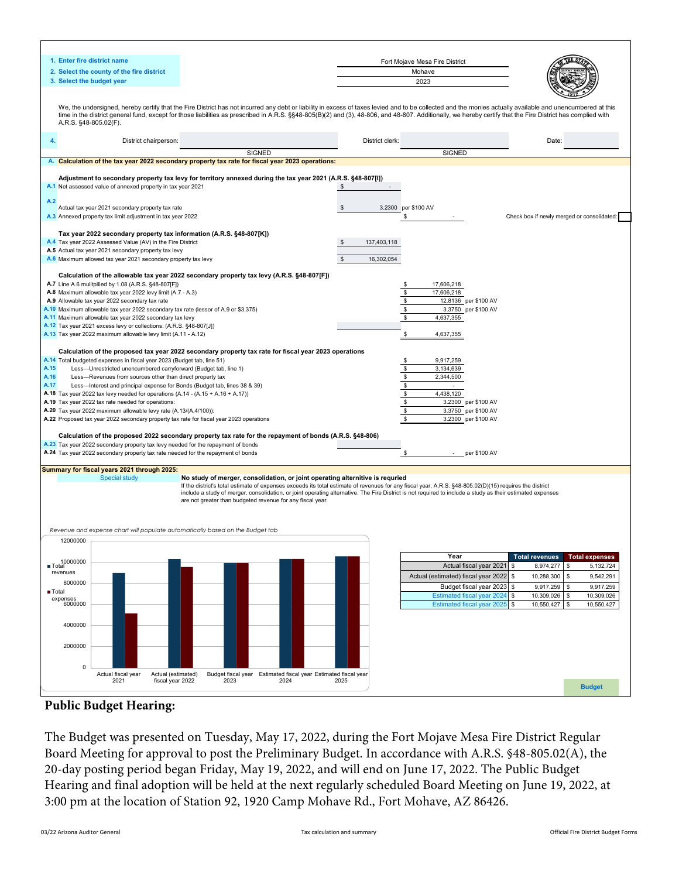| | |
|---|---|
| 1. Enter fire district name | Fort Mojave Mesa Fire District |
| 2. Select the county of the fire district | Mohave |
| 3. Select the budget year | 2023 |

We, the undersigned, hereby certify that the Fire District has not incurred any debt or liability in excess of taxes levied and to be collected and the monies actually available and unencumbered at this time in the district general fund, except for those liabilities as prescribed in A.R.S. §§48-805(B)(2) and (3), 48-806, and 48-807. Additionally, we hereby certify that the Fire District has complied with A.R.S. §48-805.02(F).

4. District chairperson: SIGNED District clerk: SIGNED Date:

**A. Calculation of the tax year 2022 secondary property tax rate for fiscal year 2023 operations:**

**Adjustment to secondary property tax levy for territory annexed during the tax year 2021 (A.R.S. §48-807[I])**

| | | | | |
|---|---|---|---|---|
| A.1 | Net assessed value of annexed property in tax year 2021 | $ - | | |
| A.2 | Actual tax year 2021 secondary property tax rate | $ 3.2300 | per $100 AV | |
| A.3 | Annexed property tax limit adjustment in tax year 2022 | | $ - | Check box if newly merged or consolidated: ☐ |

**Tax year 2022 secondary property tax information (A.R.S. §48-807[K])**

| | | |
|---|---|---|
| A.4 | Tax year 2022 Assessed Value (AV) in the Fire District | $ 137,403,118 |
| A.5 | Actual tax year 2021 secondary property tax levy | |
| A.6 | Maximum allowed tax year 2021 secondary property tax levy | $ 16,302,054 |

**Calculation of the allowable tax year 2022 secondary property tax levy (A.R.S. §48-807[F])**

| | | | |
|---|---|---|---|
| A.7 | Line A.6 mulitiplied by 1.08 (A.R.S. §48-807[F]) | $ 17,606,218 | |
| A.8 | Maximum allowable tax year 2022 levy limit (A.7 - A.3) | $ 17,606,218 | |
| A.9 | Allowable tax year 2022 secondary tax rate | $ 12.8136 | per $100 AV |
| A.10 | Maximum allowable tax year 2022 secondary tax rate (lessor of A.9 or $3.375) | $ 3.3750 | per $100 AV |
| A.11 | Maximum allowable tax year 2022 secondary tax levy | $ 4,637,355 | |
| A.12 | Tax year 2021 excess levy or collections: (A.R.S. §48-807[J]) | | |
| A.13 | Tax year 2022 maximum allowable levy limit (A.11 - A.12) | $ 4,637,355 | |

**Calculation of the proposed tax year 2022 secondary property tax rate for fiscal year 2023 operations**

| | | | |
|---|---|---|---|
| A.14 | Total budgeted expenses in fiscal year 2023 (Budget tab, line 51) | $ 9,917,259 | |
| A.15 | Less—Unrestricted unencumbered carryforward (Budget tab, line 1) | $ 3,134,639 | |
| A.16 | Less—Revenues from sources other than direct property tax | $ 2,344,500 | |
| A.17 | Less—Interest and principal expense for Bonds (Budget tab, lines 38 & 39) | $ - | |
| A.18 | Tax year 2022 tax levy needed for operations (A.14 - (A.15 + A.16 + A.17)) | $ 4,438,120 | |
| A.19 | Tax year 2022 tax rate needed for operations: | $ 3.2300 | per $100 AV |
| A.20 | Tax year 2022 maximum allowable levy rate (A.13/(A.4/100)): | $ 3.3750 | per $100 AV |
| A.22 | Proposed tax year 2022 secondary property tax rate for fiscal year 2023 operations | $ 3.2300 | per $100 AV |

**Calculation of the proposed 2022 secondary property tax rate for the repayment of bonds (A.R.S. §48-806)**

| | | | |
|---|---|---|---|
| A.23 | Tax year 2022 secondary property tax levy needed for the repayment of bonds | | |
| A.24 | Tax year 2022 secondary property tax rate needed for the repayment of bonds | $ - | per $100 AV |

**Summary for fiscal years 2021 through 2025:**

Special study

**No study of merger, consolidation, or joint operating alternative is requried**

If the district's total estimate of expenses exceeds its total estimate of revenues for any fiscal year, A.R.S. §48-805.02(D)(15) requires the district include a study of merger, consolidation, or joint operating alternative. The Fire District is not required to include a study as their estimated expenses are not greater than budgeted revenue for any fiscal year.

*Revenue and expense chart will populate automatically based on the Budget tab*

12000000
10000000
8000000
6000000
4000000
2000000
0

Total revenues
Total expenses

Actual fiscal year 2021
Actual (estimated) fiscal year 2022
Budget fiscal year 2023
Estimated fiscal year 2024
Estimated fiscal year 2025

| Year | Total revenues | Total expenses |
|---|---|---|
| Actual fiscal year 2021 | $ 8,974,277 | $ 5,132,724 |
| Actual (estimated) fiscal year 2022 | $ 10,288,300 | $ 9,542,291 |
| Budget fiscal year 2023 | $ 9,917,259 | $ 9,917,259 |
| Estimated fiscal year 2024 | $ 10,309,026 | $ 10,309,026 |
| Estimated fiscal year 2025 | $ 10,550,427 | $ 10,550,427 |

Budget

## Public Budget Hearing:

The Budget was presented on Tuesday, May 17, 2022, during the Fort Mojave Mesa Fire District Regular Board Meeting for approval to post the Preliminary Budget. In accordance with A.R.S. §48-805.02(A), the 20-day posting period began Friday, May 19, 2022, and will end on June 17, 2022. The Public Budget Hearing and final adoption will be held at the next regularly scheduled Board Meeting on June 19, 2022, at 3:00 pm at the location of Station 92, 1920 Camp Mohave Rd., Fort Mohave, AZ 86426.